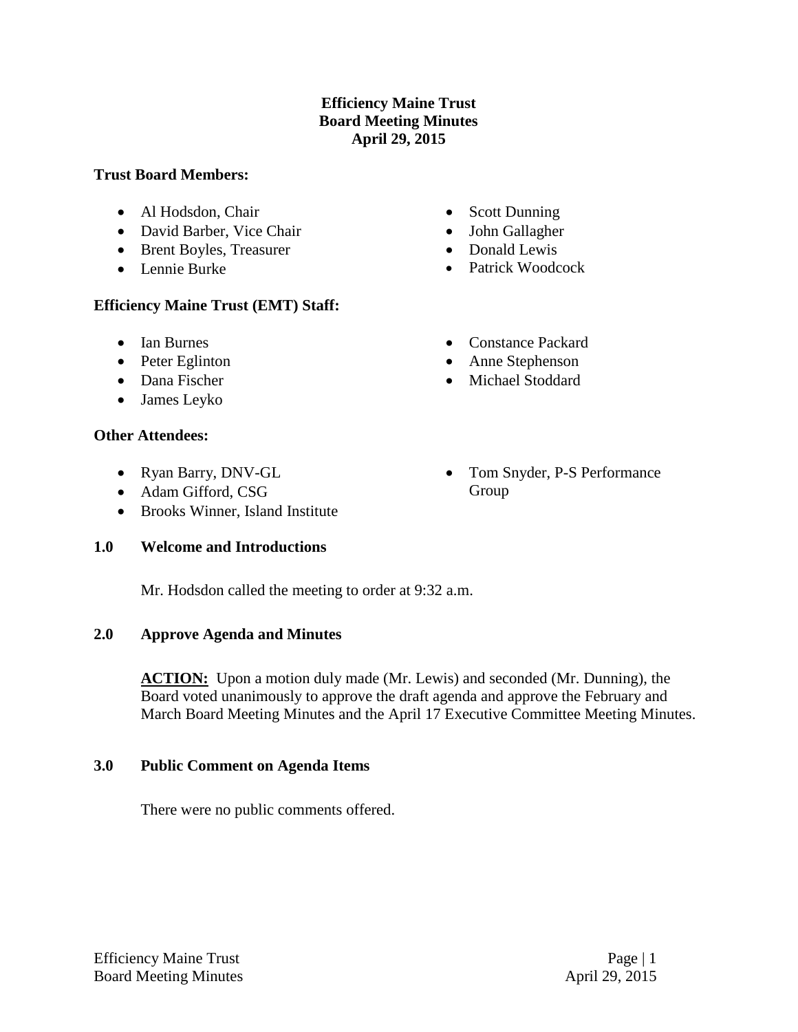**Efficiency Maine Trust**
**Board Meeting Minutes**
**April 29, 2015**

**Trust Board Members:**

- Al Hodsdon, Chair
- David Barber, Vice Chair
- Brent Boyles, Treasurer
- Lennie Burke
- Scott Dunning
- John Gallagher
- Donald Lewis
- Patrick Woodcock

**Efficiency Maine Trust (EMT) Staff:**

- Ian Burnes
- Peter Eglinton
- Dana Fischer
- James Leyko
- Constance Packard
- Anne Stephenson
- Michael Stoddard

**Other Attendees:**

- Ryan Barry, DNV-GL
- Adam Gifford, CSG
- Brooks Winner, Island Institute
- Tom Snyder, P-S Performance Group

## 1.0 Welcome and Introductions

Mr. Hodsdon called the meeting to order at 9:32 a.m.

## 2.0 Approve Agenda and Minutes

**ACTION:** Upon a motion duly made (Mr. Lewis) and seconded (Mr. Dunning), the Board voted unanimously to approve the draft agenda and approve the February and March Board Meeting Minutes and the April 17 Executive Committee Meeting Minutes.

## 3.0 Public Comment on Agenda Items

There were no public comments offered.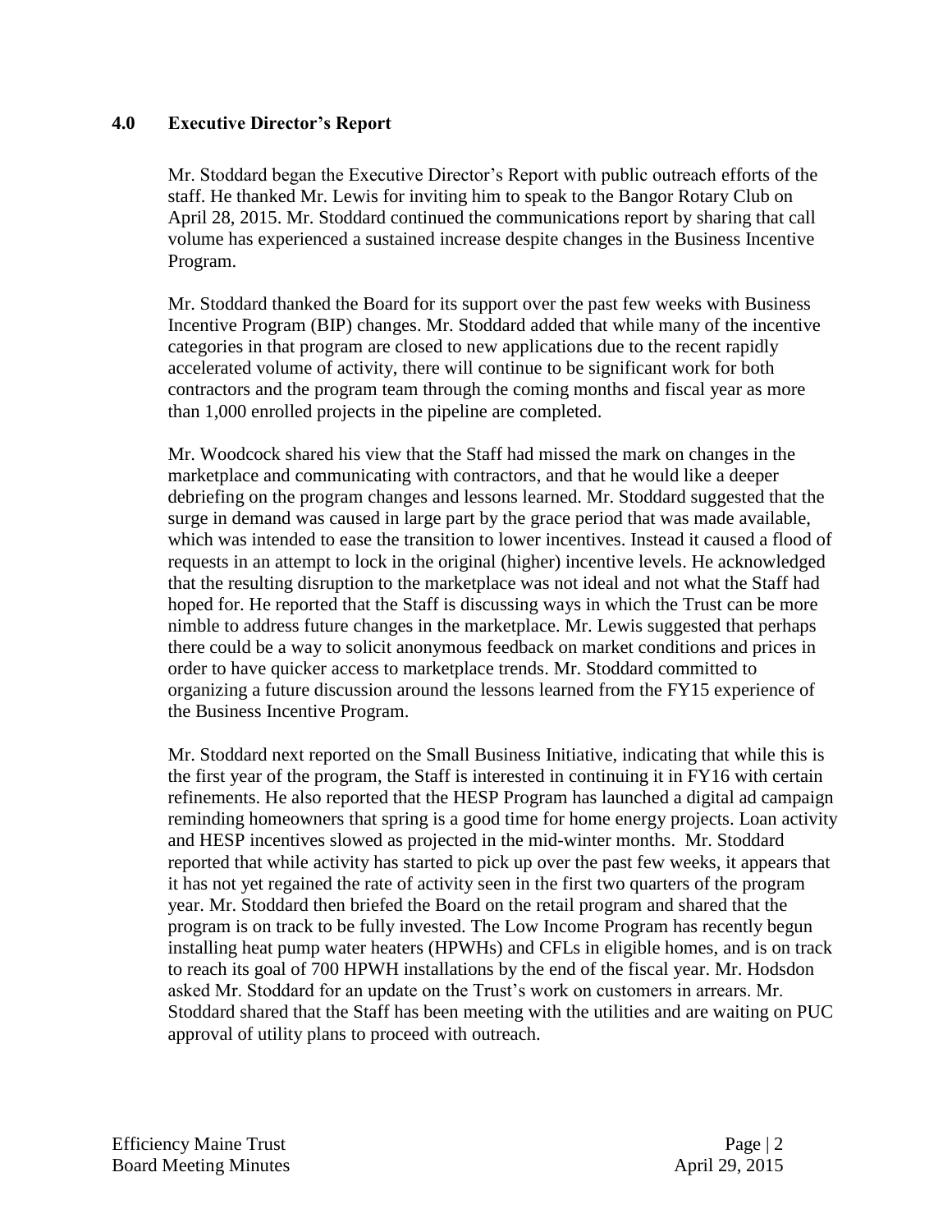## 4.0 Executive Director's Report

Mr. Stoddard began the Executive Director's Report with public outreach efforts of the staff. He thanked Mr. Lewis for inviting him to speak to the Bangor Rotary Club on April 28, 2015. Mr. Stoddard continued the communications report by sharing that call volume has experienced a sustained increase despite changes in the Business Incentive Program.

Mr. Stoddard thanked the Board for its support over the past few weeks with Business Incentive Program (BIP) changes. Mr. Stoddard added that while many of the incentive categories in that program are closed to new applications due to the recent rapidly accelerated volume of activity, there will continue to be significant work for both contractors and the program team through the coming months and fiscal year as more than 1,000 enrolled projects in the pipeline are completed.

Mr. Woodcock shared his view that the Staff had missed the mark on changes in the marketplace and communicating with contractors, and that he would like a deeper debriefing on the program changes and lessons learned. Mr. Stoddard suggested that the surge in demand was caused in large part by the grace period that was made available, which was intended to ease the transition to lower incentives. Instead it caused a flood of requests in an attempt to lock in the original (higher) incentive levels. He acknowledged that the resulting disruption to the marketplace was not ideal and not what the Staff had hoped for. He reported that the Staff is discussing ways in which the Trust can be more nimble to address future changes in the marketplace. Mr. Lewis suggested that perhaps there could be a way to solicit anonymous feedback on market conditions and prices in order to have quicker access to marketplace trends. Mr. Stoddard committed to organizing a future discussion around the lessons learned from the FY15 experience of the Business Incentive Program.

Mr. Stoddard next reported on the Small Business Initiative, indicating that while this is the first year of the program, the Staff is interested in continuing it in FY16 with certain refinements. He also reported that the HESP Program has launched a digital ad campaign reminding homeowners that spring is a good time for home energy projects. Loan activity and HESP incentives slowed as projected in the mid-winter months. Mr. Stoddard reported that while activity has started to pick up over the past few weeks, it appears that it has not yet regained the rate of activity seen in the first two quarters of the program year. Mr. Stoddard then briefed the Board on the retail program and shared that the program is on track to be fully invested. The Low Income Program has recently begun installing heat pump water heaters (HPWHs) and CFLs in eligible homes, and is on track to reach its goal of 700 HPWH installations by the end of the fiscal year. Mr. Hodsdon asked Mr. Stoddard for an update on the Trust's work on customers in arrears. Mr. Stoddard shared that the Staff has been meeting with the utilities and are waiting on PUC approval of utility plans to proceed with outreach.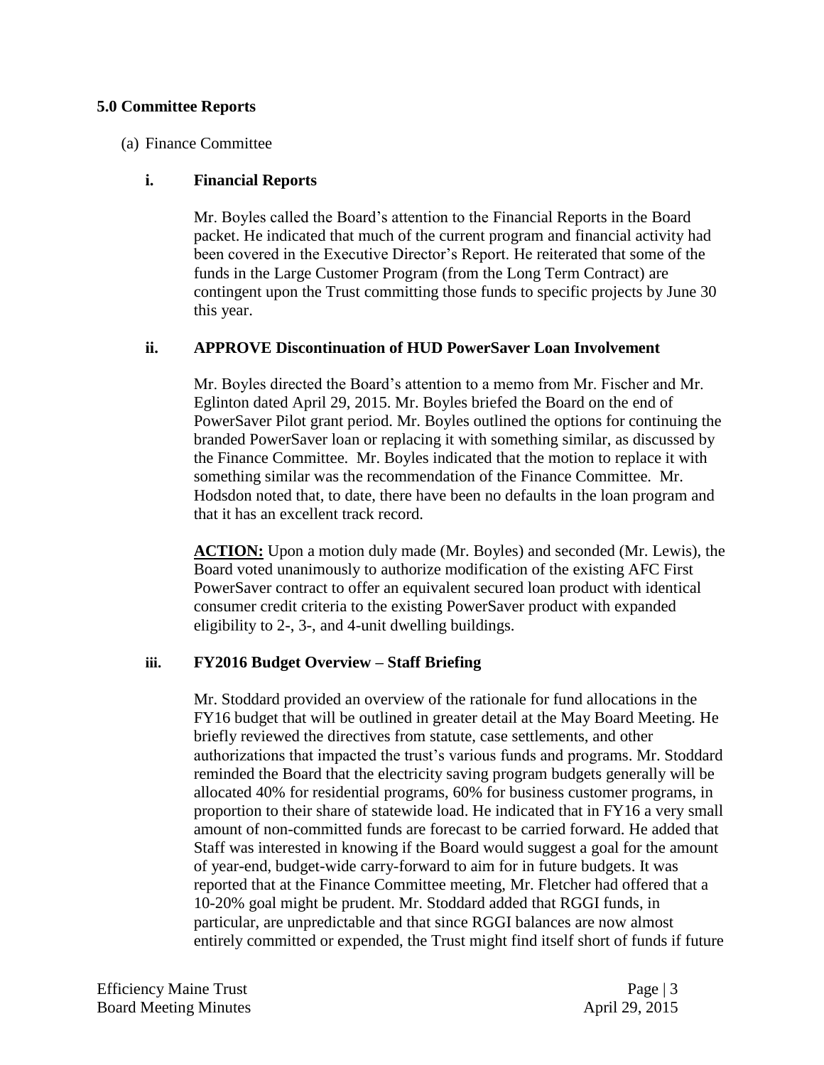## 5.0 Committee Reports

(a) Finance Committee

### i. Financial Reports

Mr. Boyles called the Board's attention to the Financial Reports in the Board packet. He indicated that much of the current program and financial activity had been covered in the Executive Director's Report. He reiterated that some of the funds in the Large Customer Program (from the Long Term Contract) are contingent upon the Trust committing those funds to specific projects by June 30 this year.

### ii. APPROVE Discontinuation of HUD PowerSaver Loan Involvement

Mr. Boyles directed the Board's attention to a memo from Mr. Fischer and Mr. Eglinton dated April 29, 2015. Mr. Boyles briefed the Board on the end of PowerSaver Pilot grant period. Mr. Boyles outlined the options for continuing the branded PowerSaver loan or replacing it with something similar, as discussed by the Finance Committee. Mr. Boyles indicated that the motion to replace it with something similar was the recommendation of the Finance Committee. Mr. Hodsdon noted that, to date, there have been no defaults in the loan program and that it has an excellent track record.

**ACTION:** Upon a motion duly made (Mr. Boyles) and seconded (Mr. Lewis), the Board voted unanimously to authorize modification of the existing AFC First PowerSaver contract to offer an equivalent secured loan product with identical consumer credit criteria to the existing PowerSaver product with expanded eligibility to 2-, 3-, and 4-unit dwelling buildings.

### iii. FY2016 Budget Overview – Staff Briefing

Mr. Stoddard provided an overview of the rationale for fund allocations in the FY16 budget that will be outlined in greater detail at the May Board Meeting. He briefly reviewed the directives from statute, case settlements, and other authorizations that impacted the trust's various funds and programs. Mr. Stoddard reminded the Board that the electricity saving program budgets generally will be allocated 40% for residential programs, 60% for business customer programs, in proportion to their share of statewide load. He indicated that in FY16 a very small amount of non-committed funds are forecast to be carried forward. He added that Staff was interested in knowing if the Board would suggest a goal for the amount of year-end, budget-wide carry-forward to aim for in future budgets. It was reported that at the Finance Committee meeting, Mr. Fletcher had offered that a 10-20% goal might be prudent. Mr. Stoddard added that RGGI funds, in particular, are unpredictable and that since RGGI balances are now almost entirely committed or expended, the Trust might find itself short of funds if future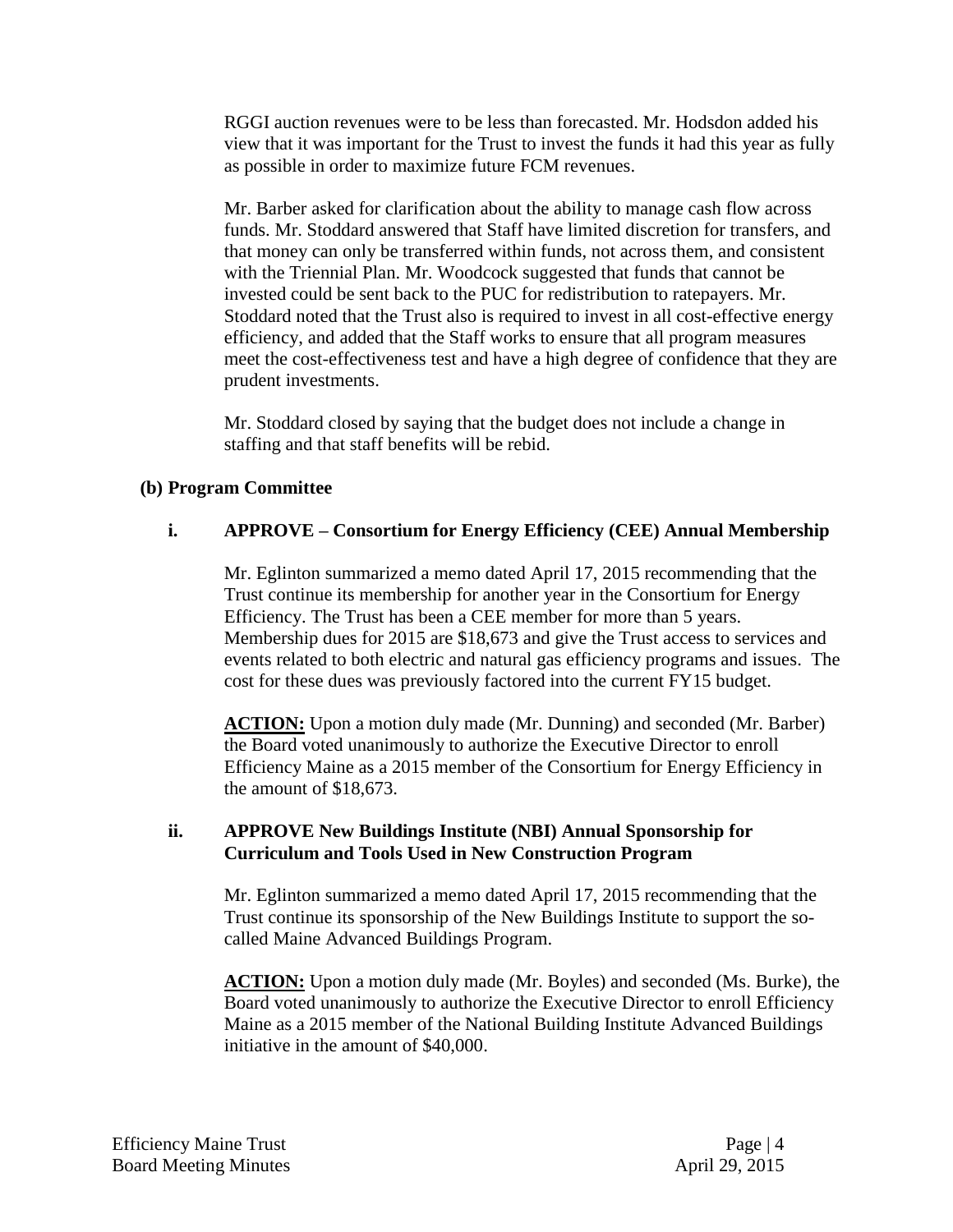RGGI auction revenues were to be less than forecasted. Mr. Hodsdon added his view that it was important for the Trust to invest the funds it had this year as fully as possible in order to maximize future FCM revenues.

Mr. Barber asked for clarification about the ability to manage cash flow across funds. Mr. Stoddard answered that Staff have limited discretion for transfers, and that money can only be transferred within funds, not across them, and consistent with the Triennial Plan. Mr. Woodcock suggested that funds that cannot be invested could be sent back to the PUC for redistribution to ratepayers. Mr. Stoddard noted that the Trust also is required to invest in all cost-effective energy efficiency, and added that the Staff works to ensure that all program measures meet the cost-effectiveness test and have a high degree of confidence that they are prudent investments.

Mr. Stoddard closed by saying that the budget does not include a change in staffing and that staff benefits will be rebid.

**(b) Program Committee**

**i. APPROVE – Consortium for Energy Efficiency (CEE) Annual Membership**

Mr. Eglinton summarized a memo dated April 17, 2015 recommending that the Trust continue its membership for another year in the Consortium for Energy Efficiency. The Trust has been a CEE member for more than 5 years. Membership dues for 2015 are $18,673 and give the Trust access to services and events related to both electric and natural gas efficiency programs and issues. The cost for these dues was previously factored into the current FY15 budget.

**ACTION:** Upon a motion duly made (Mr. Dunning) and seconded (Mr. Barber) the Board voted unanimously to authorize the Executive Director to enroll Efficiency Maine as a 2015 member of the Consortium for Energy Efficiency in the amount of $18,673.

**ii. APPROVE New Buildings Institute (NBI) Annual Sponsorship for Curriculum and Tools Used in New Construction Program**

Mr. Eglinton summarized a memo dated April 17, 2015 recommending that the Trust continue its sponsorship of the New Buildings Institute to support the so-called Maine Advanced Buildings Program.

**ACTION:** Upon a motion duly made (Mr. Boyles) and seconded (Ms. Burke), the Board voted unanimously to authorize the Executive Director to enroll Efficiency Maine as a 2015 member of the National Building Institute Advanced Buildings initiative in the amount of $40,000.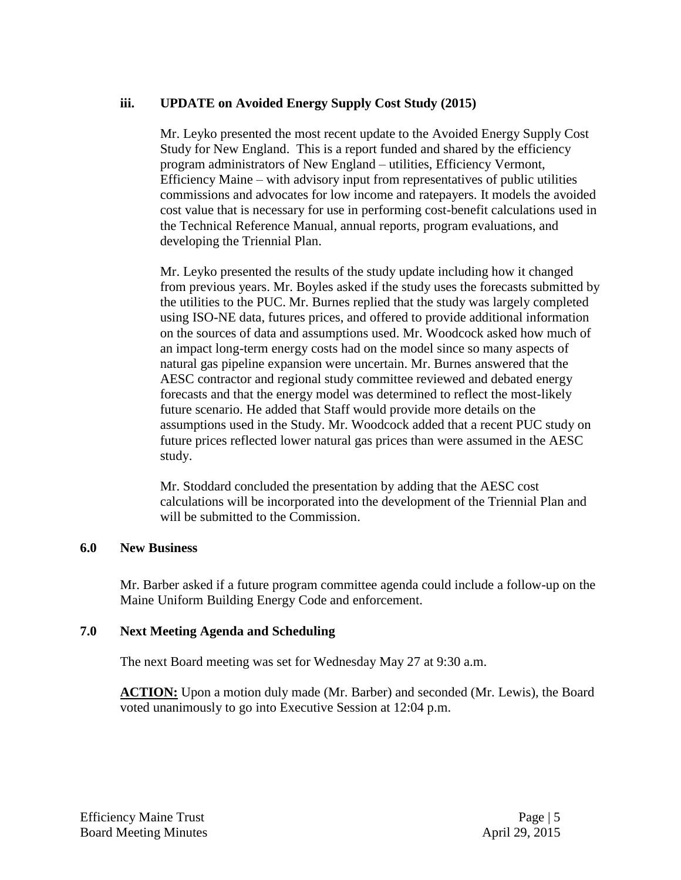### iii. UPDATE on Avoided Energy Supply Cost Study (2015)

Mr. Leyko presented the most recent update to the Avoided Energy Supply Cost Study for New England. This is a report funded and shared by the efficiency program administrators of New England – utilities, Efficiency Vermont, Efficiency Maine – with advisory input from representatives of public utilities commissions and advocates for low income and ratepayers. It models the avoided cost value that is necessary for use in performing cost-benefit calculations used in the Technical Reference Manual, annual reports, program evaluations, and developing the Triennial Plan.

Mr. Leyko presented the results of the study update including how it changed from previous years. Mr. Boyles asked if the study uses the forecasts submitted by the utilities to the PUC. Mr. Burnes replied that the study was largely completed using ISO-NE data, futures prices, and offered to provide additional information on the sources of data and assumptions used. Mr. Woodcock asked how much of an impact long-term energy costs had on the model since so many aspects of natural gas pipeline expansion were uncertain. Mr. Burnes answered that the AESC contractor and regional study committee reviewed and debated energy forecasts and that the energy model was determined to reflect the most-likely future scenario. He added that Staff would provide more details on the assumptions used in the Study. Mr. Woodcock added that a recent PUC study on future prices reflected lower natural gas prices than were assumed in the AESC study.

Mr. Stoddard concluded the presentation by adding that the AESC cost calculations will be incorporated into the development of the Triennial Plan and will be submitted to the Commission.

## 6.0 New Business

Mr. Barber asked if a future program committee agenda could include a follow-up on the Maine Uniform Building Energy Code and enforcement.

## 7.0 Next Meeting Agenda and Scheduling

The next Board meeting was set for Wednesday May 27 at 9:30 a.m.

**ACTION:** Upon a motion duly made (Mr. Barber) and seconded (Mr. Lewis), the Board voted unanimously to go into Executive Session at 12:04 p.m.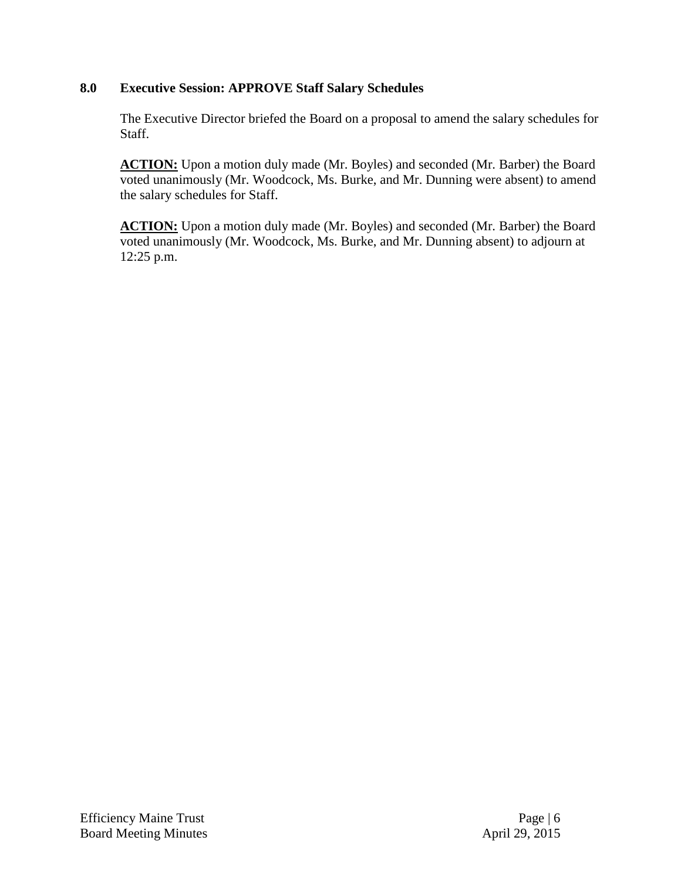## 8.0 Executive Session: APPROVE Staff Salary Schedules

The Executive Director briefed the Board on a proposal to amend the salary schedules for Staff.

**ACTION:** Upon a motion duly made (Mr. Boyles) and seconded (Mr. Barber) the Board voted unanimously (Mr. Woodcock, Ms. Burke, and Mr. Dunning were absent) to amend the salary schedules for Staff.

**ACTION:** Upon a motion duly made (Mr. Boyles) and seconded (Mr. Barber) the Board voted unanimously (Mr. Woodcock, Ms. Burke, and Mr. Dunning absent) to adjourn at 12:25 p.m.